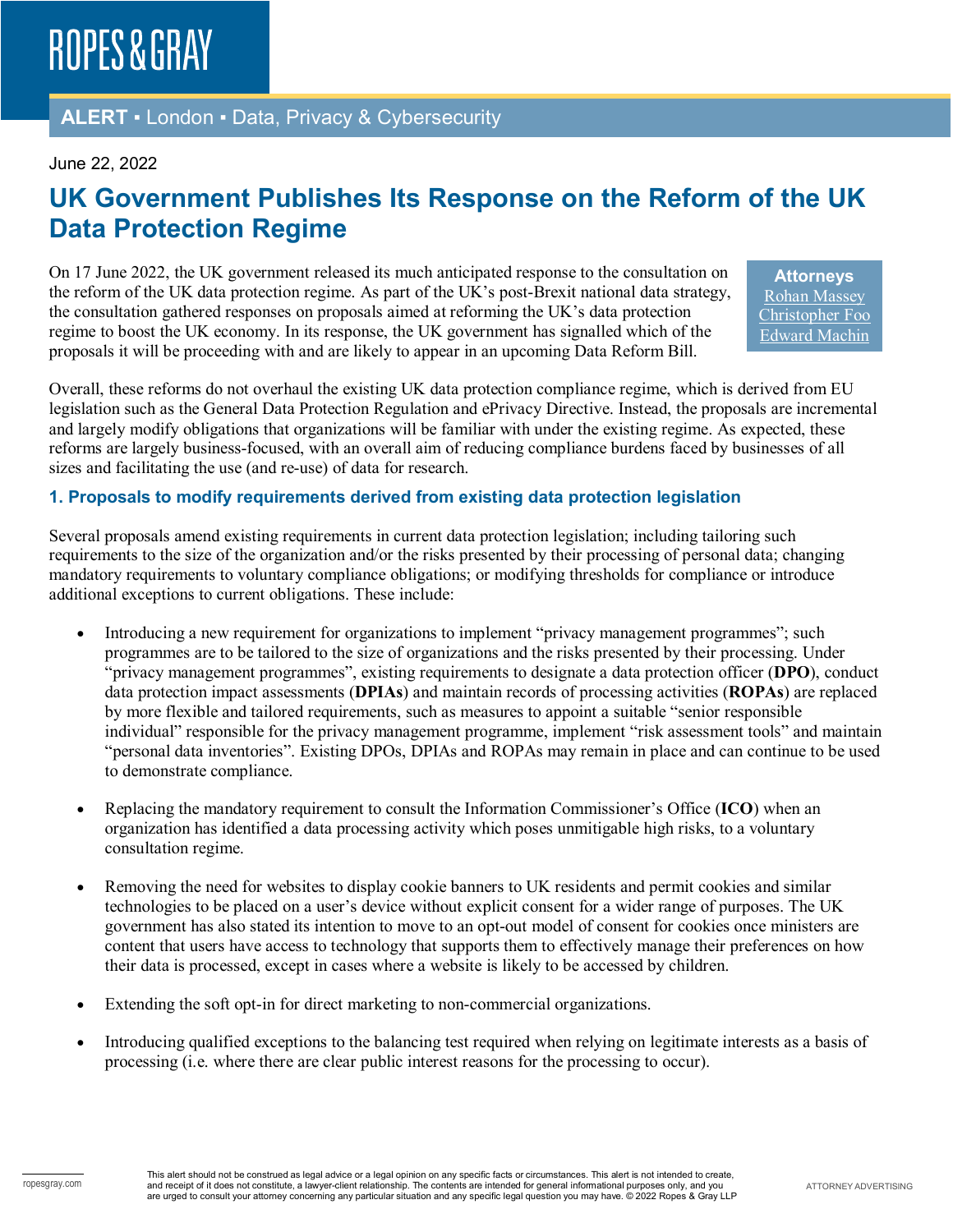ROPES & GRAY

**ALERT ▪ London ▪ Data, Privacy & Cybersecurity**

June 22, 2022

# UK Government Publishes Its Response on the Reform of the UK Data Protection Regime

**Attorneys**
Rohan Massey
Christopher Foo
Edward Machin

On 17 June 2022, the UK government released its much anticipated response to the consultation on the reform of the UK data protection regime. As part of the UK's post-Brexit national data strategy, the consultation gathered responses on proposals aimed at reforming the UK's data protection regime to boost the UK economy. In its response, the UK government has signalled which of the proposals it will be proceeding with and are likely to appear in an upcoming Data Reform Bill.

Overall, these reforms do not overhaul the existing UK data protection compliance regime, which is derived from EU legislation such as the General Data Protection Regulation and ePrivacy Directive. Instead, the proposals are incremental and largely modify obligations that organizations will be familiar with under the existing regime. As expected, these reforms are largely business-focused, with an overall aim of reducing compliance burdens faced by businesses of all sizes and facilitating the use (and re-use) of data for research.

## 1. Proposals to modify requirements derived from existing data protection legislation

Several proposals amend existing requirements in current data protection legislation; including tailoring such requirements to the size of the organization and/or the risks presented by their processing of personal data; changing mandatory requirements to voluntary compliance obligations; or modifying thresholds for compliance or introduce additional exceptions to current obligations. These include:

- Introducing a new requirement for organizations to implement "privacy management programmes"; such programmes are to be tailored to the size of organizations and the risks presented by their processing. Under "privacy management programmes", existing requirements to designate a data protection officer (**DPO**), conduct data protection impact assessments (**DPIAs**) and maintain records of processing activities (**ROPAs**) are replaced by more flexible and tailored requirements, such as measures to appoint a suitable "senior responsible individual" responsible for the privacy management programme, implement "risk assessment tools" and maintain "personal data inventories". Existing DPOs, DPIAs and ROPAs may remain in place and can continue to be used to demonstrate compliance.

- Replacing the mandatory requirement to consult the Information Commissioner's Office (**ICO**) when an organization has identified a data processing activity which poses unmitigable high risks, to a voluntary consultation regime.

- Removing the need for websites to display cookie banners to UK residents and permit cookies and similar technologies to be placed on a user's device without explicit consent for a wider range of purposes. The UK government has also stated its intention to move to an opt-out model of consent for cookies once ministers are content that users have access to technology that supports them to effectively manage their preferences on how their data is processed, except in cases where a website is likely to be accessed by children.

- Extending the soft opt-in for direct marketing to non-commercial organizations.

- Introducing qualified exceptions to the balancing test required when relying on legitimate interests as a basis of processing (i.e. where there are clear public interest reasons for the processing to occur).

This alert should not be construed as legal advice or a legal opinion on any specific facts or circumstances. This alert is not intended to create, and receipt of it does not constitute, a lawyer-client relationship. The contents are intended for general informational purposes only, and you are urged to consult your attorney concerning any particular situation and any specific legal question you may have. © 2022 Ropes & Gray LLP

ATTORNEY ADVERTISING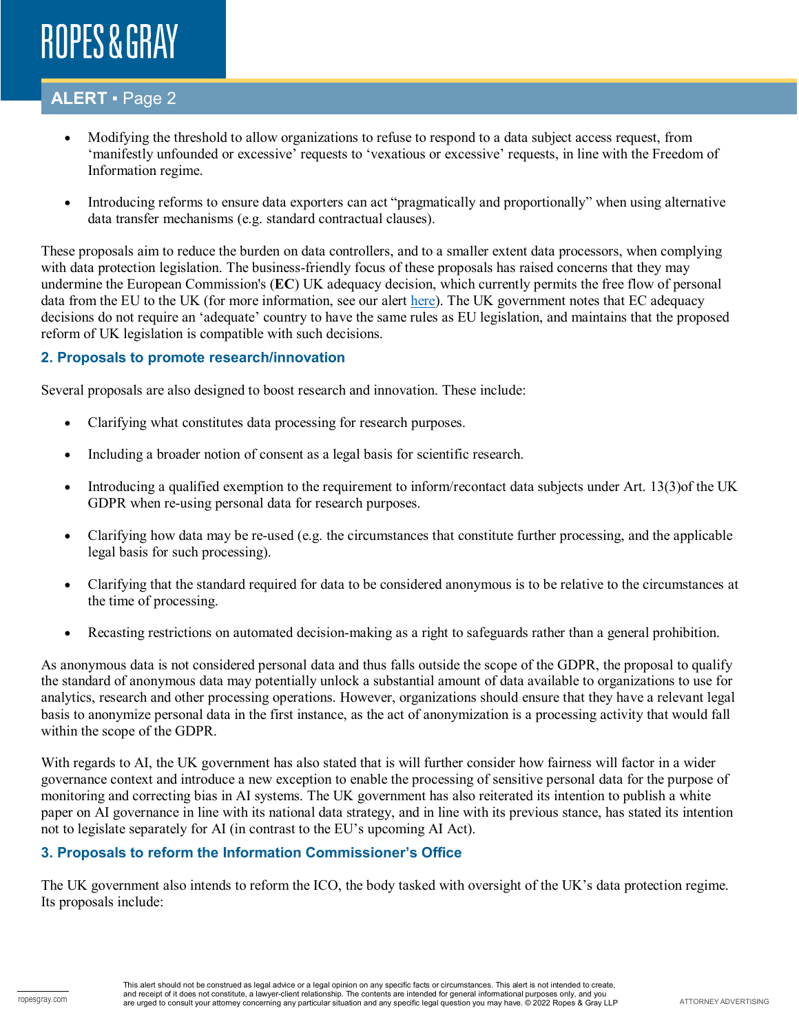- Modifying the threshold to allow organizations to refuse to respond to a data subject access request, from 'manifestly unfounded or excessive' requests to 'vexatious or excessive' requests, in line with the Freedom of Information regime.
- Introducing reforms to ensure data exporters can act "pragmatically and proportionally" when using alternative data transfer mechanisms (e.g. standard contractual clauses).

These proposals aim to reduce the burden on data controllers, and to a smaller extent data processors, when complying with data protection legislation. The business-friendly focus of these proposals has raised concerns that they may undermine the European Commission's (**EC**) UK adequacy decision, which currently permits the free flow of personal data from the EU to the UK (for more information, see our alert here). The UK government notes that EC adequacy decisions do not require an 'adequate' country to have the same rules as EU legislation, and maintains that the proposed reform of UK legislation is compatible with such decisions.

### 2. Proposals to promote research/innovation

Several proposals are also designed to boost research and innovation. These include:

- Clarifying what constitutes data processing for research purposes.
- Including a broader notion of consent as a legal basis for scientific research.
- Introducing a qualified exemption to the requirement to inform/recontact data subjects under Art. 13(3)of the UK GDPR when re-using personal data for research purposes.
- Clarifying how data may be re-used (e.g. the circumstances that constitute further processing, and the applicable legal basis for such processing).
- Clarifying that the standard required for data to be considered anonymous is to be relative to the circumstances at the time of processing.
- Recasting restrictions on automated decision-making as a right to safeguards rather than a general prohibition.

As anonymous data is not considered personal data and thus falls outside the scope of the GDPR, the proposal to qualify the standard of anonymous data may potentially unlock a substantial amount of data available to organizations to use for analytics, research and other processing operations. However, organizations should ensure that they have a relevant legal basis to anonymize personal data in the first instance, as the act of anonymization is a processing activity that would fall within the scope of the GDPR.

With regards to AI, the UK government has also stated that is will further consider how fairness will factor in a wider governance context and introduce a new exception to enable the processing of sensitive personal data for the purpose of monitoring and correcting bias in AI systems. The UK government has also reiterated its intention to publish a white paper on AI governance in line with its national data strategy, and in line with its previous stance, has stated its intention not to legislate separately for AI (in contrast to the EU's upcoming AI Act).

### 3. Proposals to reform the Information Commissioner's Office

The UK government also intends to reform the ICO, the body tasked with oversight of the UK's data protection regime. Its proposals include: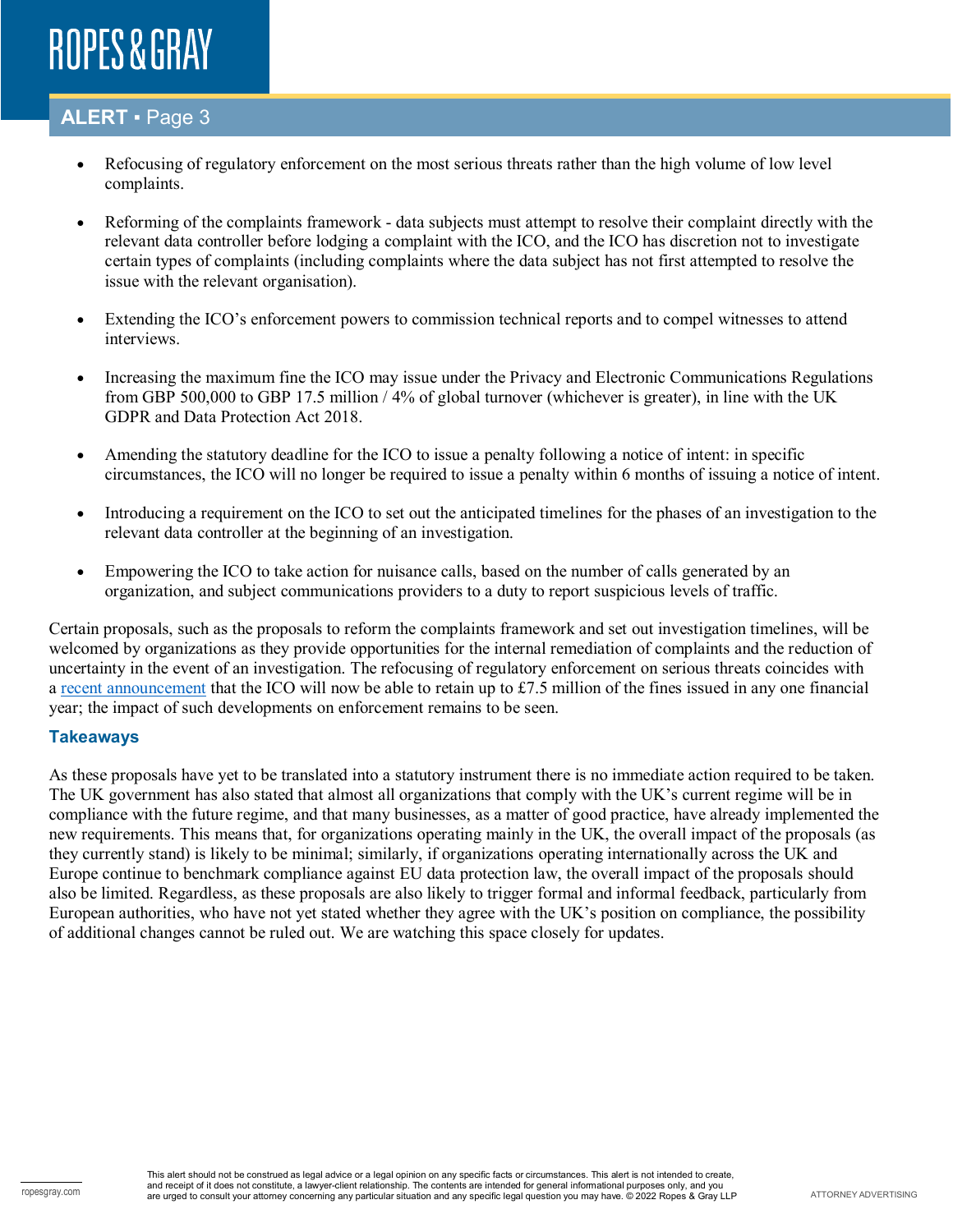- Refocusing of regulatory enforcement on the most serious threats rather than the high volume of low level complaints.
- Reforming of the complaints framework - data subjects must attempt to resolve their complaint directly with the relevant data controller before lodging a complaint with the ICO, and the ICO has discretion not to investigate certain types of complaints (including complaints where the data subject has not first attempted to resolve the issue with the relevant organisation).
- Extending the ICO's enforcement powers to commission technical reports and to compel witnesses to attend interviews.
- Increasing the maximum fine the ICO may issue under the Privacy and Electronic Communications Regulations from GBP 500,000 to GBP 17.5 million / 4% of global turnover (whichever is greater), in line with the UK GDPR and Data Protection Act 2018.
- Amending the statutory deadline for the ICO to issue a penalty following a notice of intent: in specific circumstances, the ICO will no longer be required to issue a penalty within 6 months of issuing a notice of intent.
- Introducing a requirement on the ICO to set out the anticipated timelines for the phases of an investigation to the relevant data controller at the beginning of an investigation.
- Empowering the ICO to take action for nuisance calls, based on the number of calls generated by an organization, and subject communications providers to a duty to report suspicious levels of traffic.

Certain proposals, such as the proposals to reform the complaints framework and set out investigation timelines, will be welcomed by organizations as they provide opportunities for the internal remediation of complaints and the reduction of uncertainty in the event of an investigation. The refocusing of regulatory enforcement on serious threats coincides with a recent announcement that the ICO will now be able to retain up to £7.5 million of the fines issued in any one financial year; the impact of such developments on enforcement remains to be seen.

### Takeaways

As these proposals have yet to be translated into a statutory instrument there is no immediate action required to be taken. The UK government has also stated that almost all organizations that comply with the UK's current regime will be in compliance with the future regime, and that many businesses, as a matter of good practice, have already implemented the new requirements. This means that, for organizations operating mainly in the UK, the overall impact of the proposals (as they currently stand) is likely to be minimal; similarly, if organizations operating internationally across the UK and Europe continue to benchmark compliance against EU data protection law, the overall impact of the proposals should also be limited. Regardless, as these proposals are also likely to trigger formal and informal feedback, particularly from European authorities, who have not yet stated whether they agree with the UK's position on compliance, the possibility of additional changes cannot be ruled out. We are watching this space closely for updates.

This alert should not be construed as legal advice or a legal opinion on any specific facts or circumstances. This alert is not intended to create, and receipt of it does not constitute, a lawyer-client relationship. The contents are intended for general informational purposes only, and you are urged to consult your attorney concerning any particular situation and any specific legal question you may have. © 2022 Ropes & Gray LLP

ATTORNEY ADVERTISING